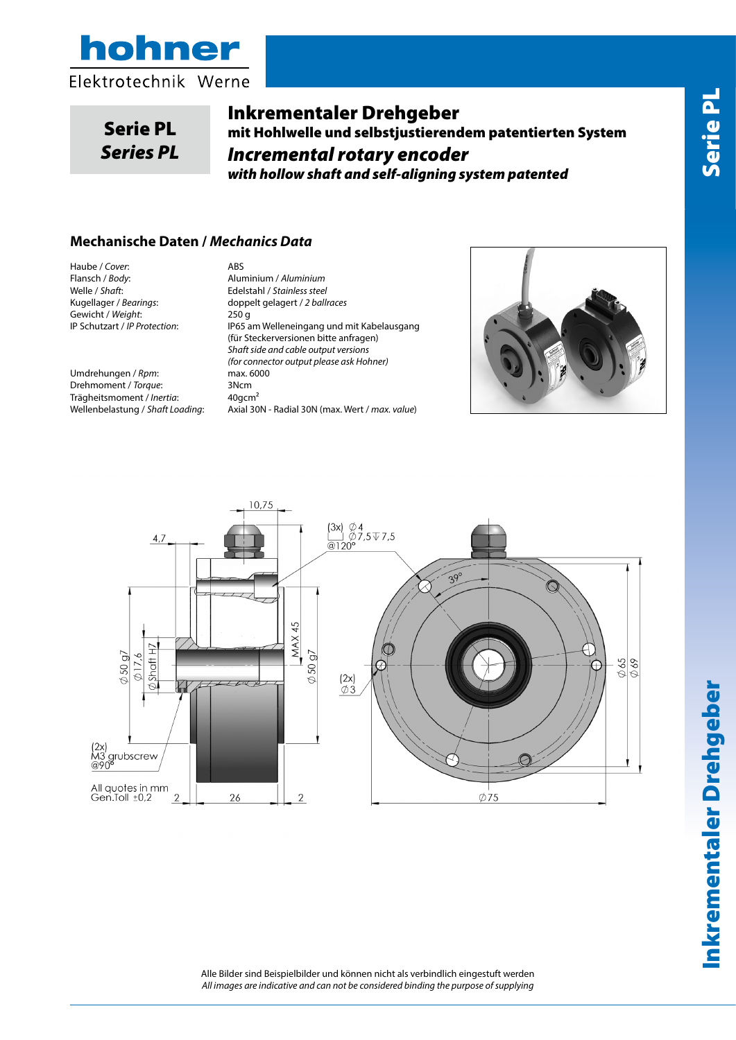# Serie PL
# *Series PL*

## Inkrementaler Drehgeber
### mit Hohlwelle und selbstjustierendem patentierten System
## *Incremental rotary encoder*
### *with hollow shaft and self-aligning system patented*

## Mechanische Daten / *Mechanics Data*

| | |
|---|---|
| Haube / *Cover*: | ABS |
| Flansch / *Body*: | Aluminium / *Aluminium* |
| Welle / *Shaft*: | Edelstahl / *Stainless steel* |
| Kugellager / *Bearings*: | doppelt gelagert / *2 ballraces* |
| Gewicht / *Weight*: | 250 g |
| IP Schutzart / *IP Protection*: | IP65 am Welleneingang und mit Kabelausgang (für Steckerversionen bitte anfragen) *Shaft side and cable output versions (for connector output please ask Hohner)* |
| Umdrehungen / *Rpm*: | max. 6000 |
| Drehmoment / *Torque*: | 3Ncm |
| Trägheitsmoment / *Inertia*: | 40gcm$^2$ |
| Wellenbelastung / *Shaft Loading*: | Axial 30N - Radial 30N (max. Wert / *max. value*) |

All quotes in mm
Gen.Toll ±0,2

Alle Bilder sind Beispielbilder und können nicht als verbindlich eingestuft werden
*All images are indicative and can not be considered binding the purpose of supplying*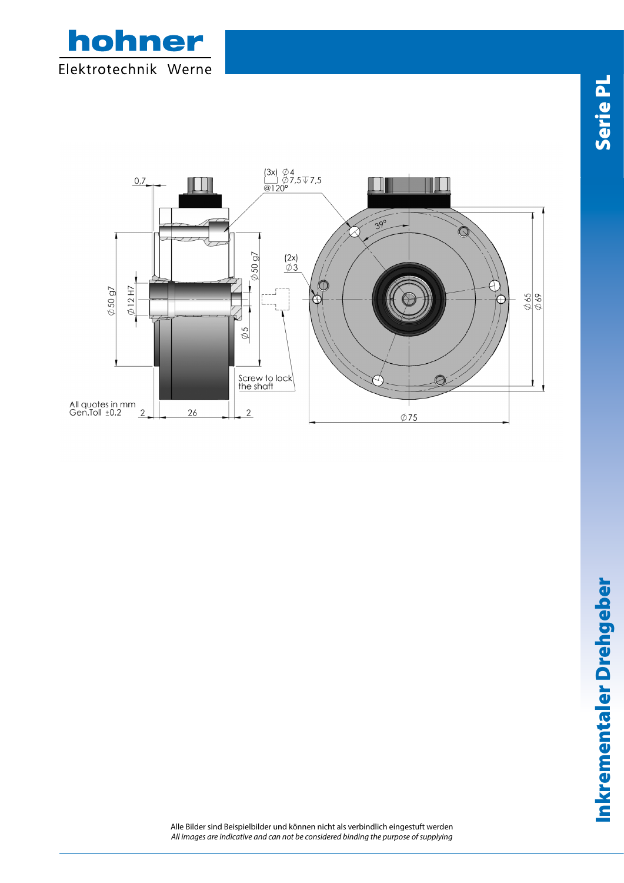All quotes in mm
Gen.Toll ±0,2

Alle Bilder sind Beispielbilder und können nicht als verbindlich eingestuft werden
*All images are indicative and can not be considered binding the purpose of supplying*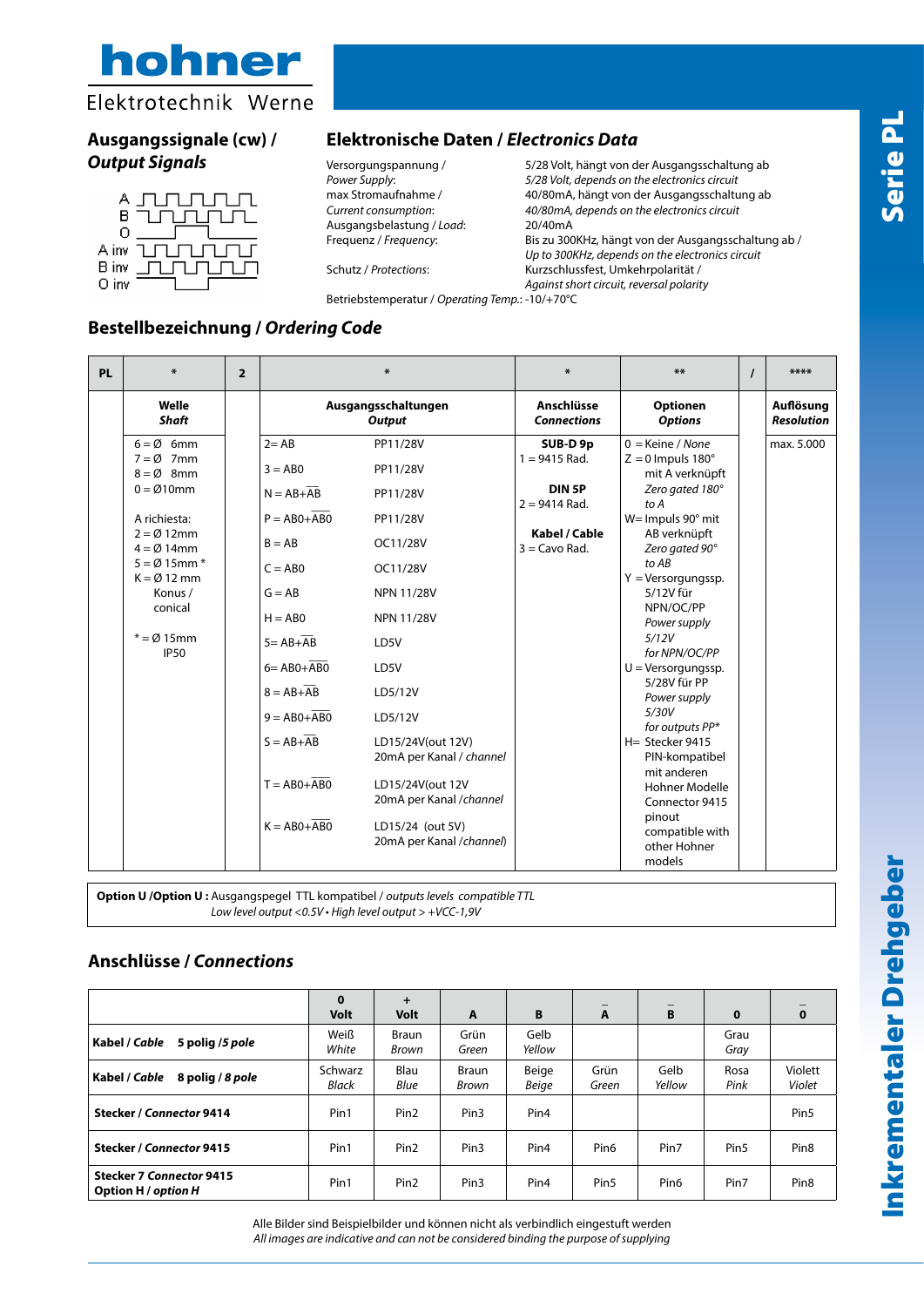hohner

Elektrotechnik Werne

Serie PL

## Ausgangssignale (cw) / *Output Signals*

A
B
0
A inv
B inv
0 inv

## Elektronische Daten / *Electronics Data*

| | |
|---|---|
| Versorgungspannung / *Power Supply*: | 5/28 Volt, hängt von der Ausgangsschaltung ab / *5/28 Volt, depends on the electronics circuit* |
| max Stromaufnahme / *Current consumption*: | 40/80mA, hängt von der Ausgangsschaltung ab / *40/80mA, depends on the electronics circuit* |
| Ausgangsbelastung / *Load*: | 20/40mA |
| Frequenz / *Frequency*: | Bis zu 300KHz, hängt von der Ausgangsschaltung ab / *Up to 300KHz, depends on the electronics circuit* |
| Schutz / *Protections*: | Kurzschlussfest, Umkehrpolarität / *Against short circuit, reversal polarity* |
| Betriebstemperatur / *Operating Temp.*: | -10/+70°C |

## Bestellbezeichnung / *Ordering Code*

| PL | * | 2 | * | | * | ** | / | **** |
|---|---|---|---|---|---|---|---|---|
| | **Welle** *Shaft* | | **Ausgangsschaltungen** *Output* | | **Anschlüsse** *Connections* | **Optionen** *Options* | | **Auflösung** *Resolution* |
| | 6 = Ø 6mm<br>7 = Ø 7mm<br>8 = Ø 8mm<br>0 = Ø10mm<br><br>A richiesta:<br>2 = Ø 12mm<br>4 = Ø 14mm<br>5 = Ø 15mm *<br>K = Ø 12 mm Konus / conical<br><br>* = Ø 15mm IP50 | | 2= AB<br>3 = AB0<br>N = AB+$\overline{AB}$<br>P = AB0+$\overline{AB0}$<br>B = AB<br>C = AB0<br>G = AB<br>H = AB0<br>5= AB+$\overline{AB}$<br>6= AB0+$\overline{AB0}$<br>8 = AB+$\overline{AB}$<br>9 = AB0+$\overline{AB0}$<br>S = AB+$\overline{AB}$<br><br>T = AB0+$\overline{AB0}$<br><br>K = AB0+$\overline{AB0}$ | PP11/28V<br>PP11/28V<br>PP11/28V<br>PP11/28V<br>OC11/28V<br>OC11/28V<br>NPN 11/28V<br>NPN 11/28V<br>LD5V<br>LD5V<br>LD5/12V<br>LD5/12V<br>LD15/24V(out 12V) 20mA per Kanal / *channel*<br>LD15/24V(out 12V 20mA per Kanal /*channel*<br>LD15/24 (out 5V) 20mA per Kanal /*channel)* | **SUB-D 9p**<br>1 = 9415 Rad.<br><br>**DIN 5P**<br>2 = 9414 Rad.<br><br>**Kabel / Cable**<br>3 = Cavo Rad. | 0 = Keine / *None*<br>Z = 0 Impuls 180° mit A verknüpft *Zero gated 180° to A*<br>W= Impuls 90° mit AB verknüpft *Zero gated 90° to AB*<br>Y = Versorgungssp. 5/12V für NPN/OC/PP *Power supply 5/12V for NPN/OC/PP*<br>U = Versorgungssp. 5/28V für PP *Power supply 5/30V for outputs PP**<br>H= Stecker 9415 PIN-kompatibel mit anderen Hohner Modelle Connector 9415 pinout compatible with other Hohner models | | max. 5.000 |

**Option U /Option U :** Ausgangspegel TTL kompatibel / *outputs levels compatible TTL*
*Low level output <0.5V • High level output > +VCC-1,9V*

## Anschlüsse / *Connections*

| | 0 Volt | + Volt | A | B | $\overline{A}$ | $\overline{B}$ | 0 | $\overline{0}$ |
|---|---|---|---|---|---|---|---|---|
| **Kabel / *Cable* 5 polig /*5 pole*** | Weiß *White* | Braun *Brown* | Grün *Green* | Gelb *Yellow* | | | Grau *Gray* | |
| **Kabel / *Cable* 8 polig / *8 pole*** | Schwarz *Black* | Blau *Blue* | Braun *Brown* | Beige *Beige* | Grün *Green* | Gelb *Yellow* | Rosa *Pink* | Violett *Violet* |
| **Stecker / *Connector* 9414** | Pin1 | Pin2 | Pin3 | Pin4 | | | | Pin5 |
| **Stecker / *Connector* 9415** | Pin1 | Pin2 | Pin3 | Pin4 | Pin6 | Pin7 | Pin5 | Pin8 |
| **Stecker 7 *Connector* 9415 Option H / *option H*** | Pin1 | Pin2 | Pin3 | Pin4 | Pin5 | Pin6 | Pin7 | Pin8 |

Alle Bilder sind Beispielbilder und können nicht als verbindlich eingestuft werden
*All images are indicative and can not be considered binding the purpose of supplying*

Inkrementaler Drehgeber